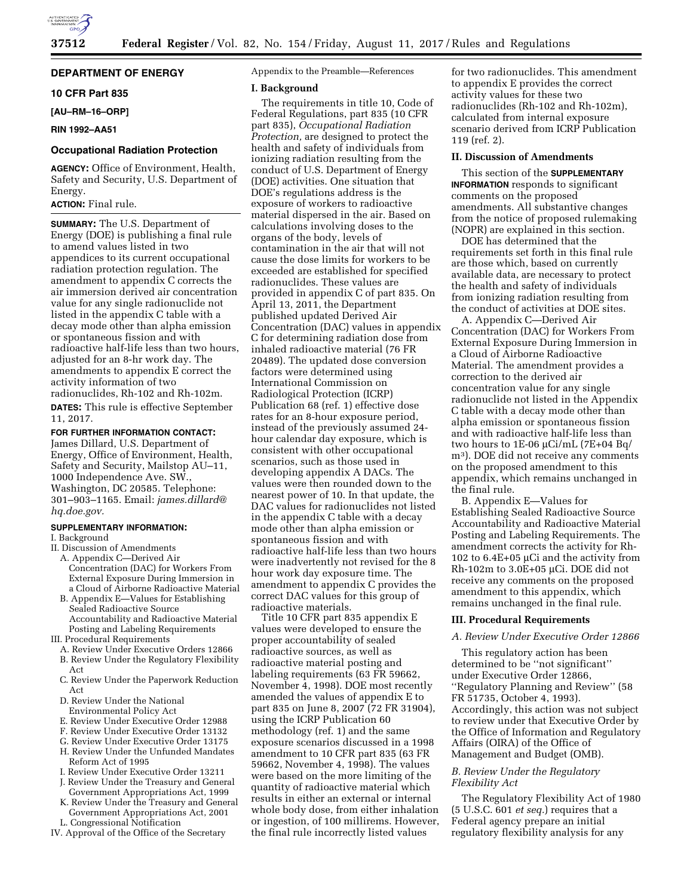# DEPARTMENT OF ENERGY

## 10 CFR Part 835

**[AU–RM–16–ORP]**

**RIN 1992–AA51**

## Occupational Radiation Protection

**AGENCY:** Office of Environment, Health, Safety and Security, U.S. Department of Energy.

**ACTION:** Final rule.

**SUMMARY:** The U.S. Department of Energy (DOE) is publishing a final rule to amend values listed in two appendices to its current occupational radiation protection regulation. The amendment to appendix C corrects the air immersion derived air concentration value for any single radionuclide not listed in the appendix C table with a decay mode other than alpha emission or spontaneous fission and with radioactive half-life less than two hours, adjusted for an 8-hr work day. The amendments to appendix E correct the activity information of two radionuclides, Rh-102 and Rh-102m.

**DATES:** This rule is effective September 11, 2017.

**FOR FURTHER INFORMATION CONTACT:** James Dillard, U.S. Department of Energy, Office of Environment, Health, Safety and Security, Mailstop AU–11, 1000 Independence Ave. SW., Washington, DC 20585. Telephone: 301–903–1165. Email: *james.dillard@hq.doe.gov.*

**SUPPLEMENTARY INFORMATION:**

I. Background

II. Discussion of Amendments

- A. Appendix C—Derived Air Concentration (DAC) for Workers From External Exposure During Immersion in a Cloud of Airborne Radioactive Material
- B. Appendix E—Values for Establishing Sealed Radioactive Source Accountability and Radioactive Material Posting and Labeling Requirements

III. Procedural Requirements

- A. Review Under Executive Orders 12866
- B. Review Under the Regulatory Flexibility Act
- C. Review Under the Paperwork Reduction Act
- D. Review Under the National Environmental Policy Act
- E. Review Under Executive Order 12988
- F. Review Under Executive Order 13132
- G. Review Under Executive Order 13175
- H. Review Under the Unfunded Mandates Reform Act of 1995
- I. Review Under Executive Order 13211
- J. Review Under the Treasury and General Government Appropriations Act, 1999
- K. Review Under the Treasury and General Government Appropriations Act, 2001
- L. Congressional Notification

IV. Approval of the Office of the Secretary

Appendix to the Preamble—References

### I. Background

The requirements in title 10, Code of Federal Regulations, part 835 (10 CFR part 835), *Occupational Radiation Protection,* are designed to protect the health and safety of individuals from ionizing radiation resulting from the conduct of U.S. Department of Energy (DOE) activities. One situation that DOE's regulations address is the exposure of workers to radioactive material dispersed in the air. Based on calculations involving doses to the organs of the body, levels of contamination in the air that will not cause the dose limits for workers to be exceeded are established for specified radionuclides. These values are provided in appendix C of part 835. On April 13, 2011, the Department published updated Derived Air Concentration (DAC) values in appendix C for determining radiation dose from inhaled radioactive material (76 FR 20489). The updated dose conversion factors were determined using International Commission on Radiological Protection (ICRP) Publication 68 (ref. 1) effective dose rates for an 8-hour exposure period, instead of the previously assumed 24-hour calendar day exposure, which is consistent with other occupational scenarios, such as those used in developing appendix A DACs. The values were then rounded down to the nearest power of 10. In that update, the DAC values for radionuclides not listed in the appendix C table with a decay mode other than alpha emission or spontaneous fission and with radioactive half-life less than two hours were inadvertently not revised for the 8 hour work day exposure time. The amendment to appendix C provides the correct DAC values for this group of radioactive materials.

Title 10 CFR part 835 appendix E values were developed to ensure the proper accountability of sealed radioactive sources, as well as radioactive material posting and labeling requirements (63 FR 59662, November 4, 1998). DOE most recently amended the values of appendix E to part 835 on June 8, 2007 (72 FR 31904), using the ICRP Publication 60 methodology (ref. 1) and the same exposure scenarios discussed in a 1998 amendment to 10 CFR part 835 (63 FR 59662, November 4, 1998). The values were based on the more limiting of the quantity of radioactive material which results in either an external or internal whole body dose, from either inhalation or ingestion, of 100 millirems. However, the final rule incorrectly listed values for two radionuclides. This amendment to appendix E provides the correct activity values for these two radionuclides (Rh-102 and Rh-102m), calculated from internal exposure scenario derived from ICRP Publication 119 (ref. 2).

### II. Discussion of Amendments

This section of the **SUPPLEMENTARY INFORMATION** responds to significant comments on the proposed amendments. All substantive changes from the notice of proposed rulemaking (NOPR) are explained in this section.

DOE has determined that the requirements set forth in this final rule are those which, based on currently available data, are necessary to protect the health and safety of individuals from ionizing radiation resulting from the conduct of activities at DOE sites.

A. Appendix C—Derived Air Concentration (DAC) for Workers From External Exposure During Immersion in a Cloud of Airborne Radioactive Material. The amendment provides a correction to the derived air concentration value for any single radionuclide not listed in the Appendix C table with a decay mode other than alpha emission or spontaneous fission and with radioactive half-life less than two hours to 1E-06 μCi/mL (7E+04 Bq/$m^3$). DOE did not receive any comments on the proposed amendment to this appendix, which remains unchanged in the final rule.

B. Appendix E—Values for Establishing Sealed Radioactive Source Accountability and Radioactive Material Posting and Labeling Requirements. The amendment corrects the activity for Rh-102 to 6.4E+05 μCi and the activity from Rh-102m to 3.0E+05 μCi. DOE did not receive any comments on the proposed amendment to this appendix, which remains unchanged in the final rule.

### III. Procedural Requirements

#### *A. Review Under Executive Order 12866*

This regulatory action has been determined to be ''not significant'' under Executive Order 12866, ''Regulatory Planning and Review'' (58 FR 51735, October 4, 1993). Accordingly, this action was not subject to review under that Executive Order by the Office of Information and Regulatory Affairs (OIRA) of the Office of Management and Budget (OMB).

#### *B. Review Under the Regulatory Flexibility Act*

The Regulatory Flexibility Act of 1980 (5 U.S.C. 601 *et seq.*) requires that a Federal agency prepare an initial regulatory flexibility analysis for any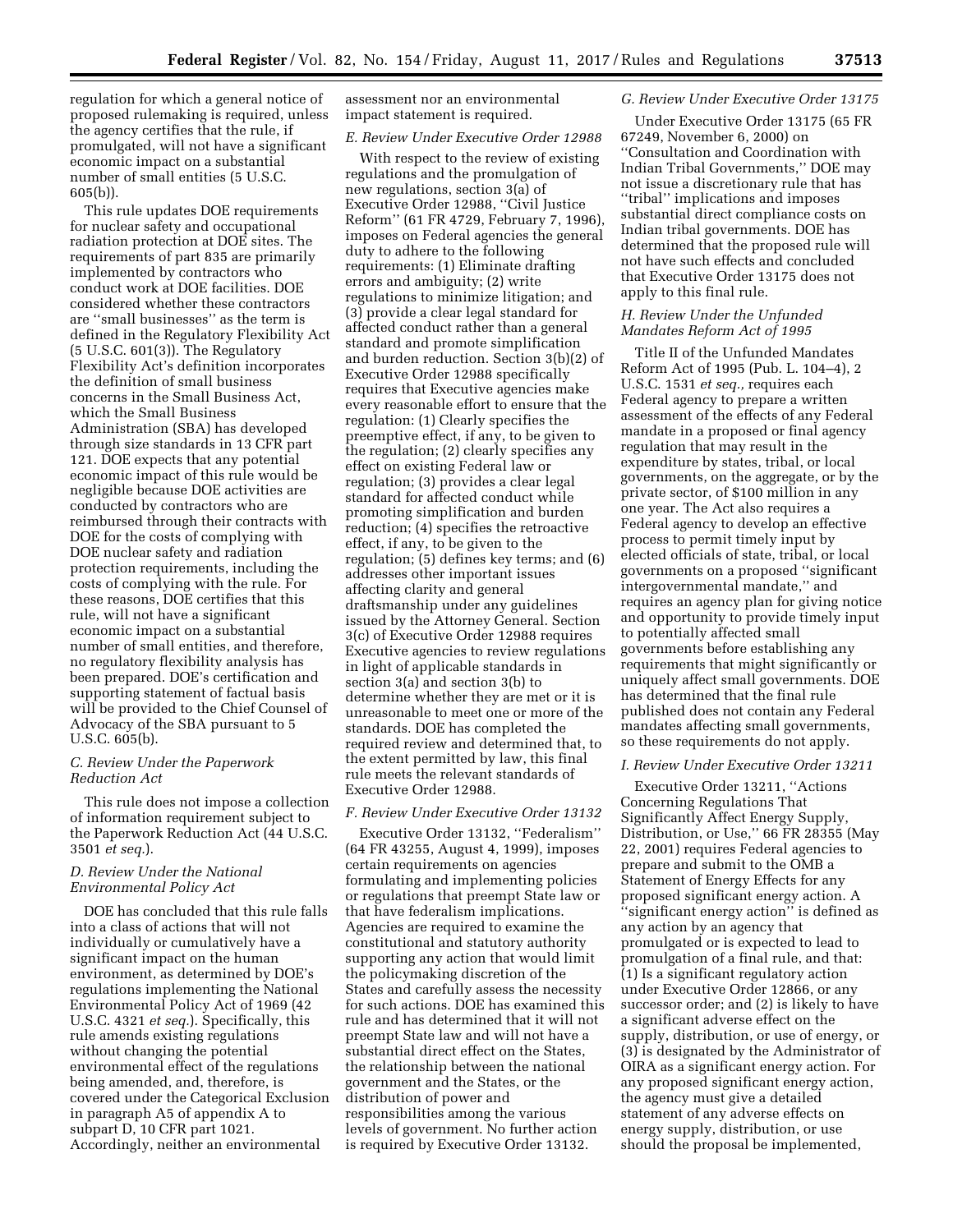regulation for which a general notice of proposed rulemaking is required, unless the agency certifies that the rule, if promulgated, will not have a significant economic impact on a substantial number of small entities (5 U.S.C. 605(b)).

This rule updates DOE requirements for nuclear safety and occupational radiation protection at DOE sites. The requirements of part 835 are primarily implemented by contractors who conduct work at DOE facilities. DOE considered whether these contractors are ''small businesses'' as the term is defined in the Regulatory Flexibility Act (5 U.S.C. 601(3)). The Regulatory Flexibility Act's definition incorporates the definition of small business concerns in the Small Business Act, which the Small Business Administration (SBA) has developed through size standards in 13 CFR part 121. DOE expects that any potential economic impact of this rule would be negligible because DOE activities are conducted by contractors who are reimbursed through their contracts with DOE for the costs of complying with DOE nuclear safety and radiation protection requirements, including the costs of complying with the rule. For these reasons, DOE certifies that this rule, will not have a significant economic impact on a substantial number of small entities, and therefore, no regulatory flexibility analysis has been prepared. DOE's certification and supporting statement of factual basis will be provided to the Chief Counsel of Advocacy of the SBA pursuant to 5 U.S.C. 605(b).

### C. Review Under the Paperwork Reduction Act

This rule does not impose a collection of information requirement subject to the Paperwork Reduction Act (44 U.S.C. 3501 *et seq*.).

### D. Review Under the National Environmental Policy Act

DOE has concluded that this rule falls into a class of actions that will not individually or cumulatively have a significant impact on the human environment, as determined by DOE's regulations implementing the National Environmental Policy Act of 1969 (42 U.S.C. 4321 *et seq*.). Specifically, this rule amends existing regulations without changing the potential environmental effect of the regulations being amended, and, therefore, is covered under the Categorical Exclusion in paragraph A5 of appendix A to subpart D, 10 CFR part 1021. Accordingly, neither an environmental assessment nor an environmental impact statement is required.

### E. Review Under Executive Order 12988

With respect to the review of existing regulations and the promulgation of new regulations, section 3(a) of Executive Order 12988, ''Civil Justice Reform'' (61 FR 4729, February 7, 1996), imposes on Federal agencies the general duty to adhere to the following requirements: (1) Eliminate drafting errors and ambiguity; (2) write regulations to minimize litigation; and (3) provide a clear legal standard for affected conduct rather than a general standard and promote simplification and burden reduction. Section 3(b)(2) of Executive Order 12988 specifically requires that Executive agencies make every reasonable effort to ensure that the regulation: (1) Clearly specifies the preemptive effect, if any, to be given to the regulation; (2) clearly specifies any effect on existing Federal law or regulation; (3) provides a clear legal standard for affected conduct while promoting simplification and burden reduction; (4) specifies the retroactive effect, if any, to be given to the regulation; (5) defines key terms; and (6) addresses other important issues affecting clarity and general draftsmanship under any guidelines issued by the Attorney General. Section 3(c) of Executive Order 12988 requires Executive agencies to review regulations in light of applicable standards in section 3(a) and section 3(b) to determine whether they are met or it is unreasonable to meet one or more of the standards. DOE has completed the required review and determined that, to the extent permitted by law, this final rule meets the relevant standards of Executive Order 12988.

### F. Review Under Executive Order 13132

Executive Order 13132, ''Federalism'' (64 FR 43255, August 4, 1999), imposes certain requirements on agencies formulating and implementing policies or regulations that preempt State law or that have federalism implications. Agencies are required to examine the constitutional and statutory authority supporting any action that would limit the policymaking discretion of the States and carefully assess the necessity for such actions. DOE has examined this rule and has determined that it will not preempt State law and will not have a substantial direct effect on the States, the relationship between the national government and the States, or the distribution of power and responsibilities among the various levels of government. No further action is required by Executive Order 13132.

### G. Review Under Executive Order 13175

Under Executive Order 13175 (65 FR 67249, November 6, 2000) on ''Consultation and Coordination with Indian Tribal Governments,'' DOE may not issue a discretionary rule that has ''tribal'' implications and imposes substantial direct compliance costs on Indian tribal governments. DOE has determined that the proposed rule will not have such effects and concluded that Executive Order 13175 does not apply to this final rule.

### H. Review Under the Unfunded Mandates Reform Act of 1995

Title II of the Unfunded Mandates Reform Act of 1995 (Pub. L. 104–4), 2 U.S.C. 1531 *et seq.,* requires each Federal agency to prepare a written assessment of the effects of any Federal mandate in a proposed or final agency regulation that may result in the expenditure by states, tribal, or local governments, on the aggregate, or by the private sector, of $100 million in any one year. The Act also requires a Federal agency to develop an effective process to permit timely input by elected officials of state, tribal, or local governments on a proposed ''significant intergovernmental mandate,'' and requires an agency plan for giving notice and opportunity to provide timely input to potentially affected small governments before establishing any requirements that might significantly or uniquely affect small governments. DOE has determined that the final rule published does not contain any Federal mandates affecting small governments, so these requirements do not apply.

### I. Review Under Executive Order 13211

Executive Order 13211, ''Actions Concerning Regulations That Significantly Affect Energy Supply, Distribution, or Use,'' 66 FR 28355 (May 22, 2001) requires Federal agencies to prepare and submit to the OMB a Statement of Energy Effects for any proposed significant energy action. A ''significant energy action'' is defined as any action by an agency that promulgated or is expected to lead to promulgation of a final rule, and that: (1) Is a significant regulatory action under Executive Order 12866, or any successor order; and (2) is likely to have a significant adverse effect on the supply, distribution, or use of energy, or (3) is designated by the Administrator of OIRA as a significant energy action. For any proposed significant energy action, the agency must give a detailed statement of any adverse effects on energy supply, distribution, or use should the proposal be implemented,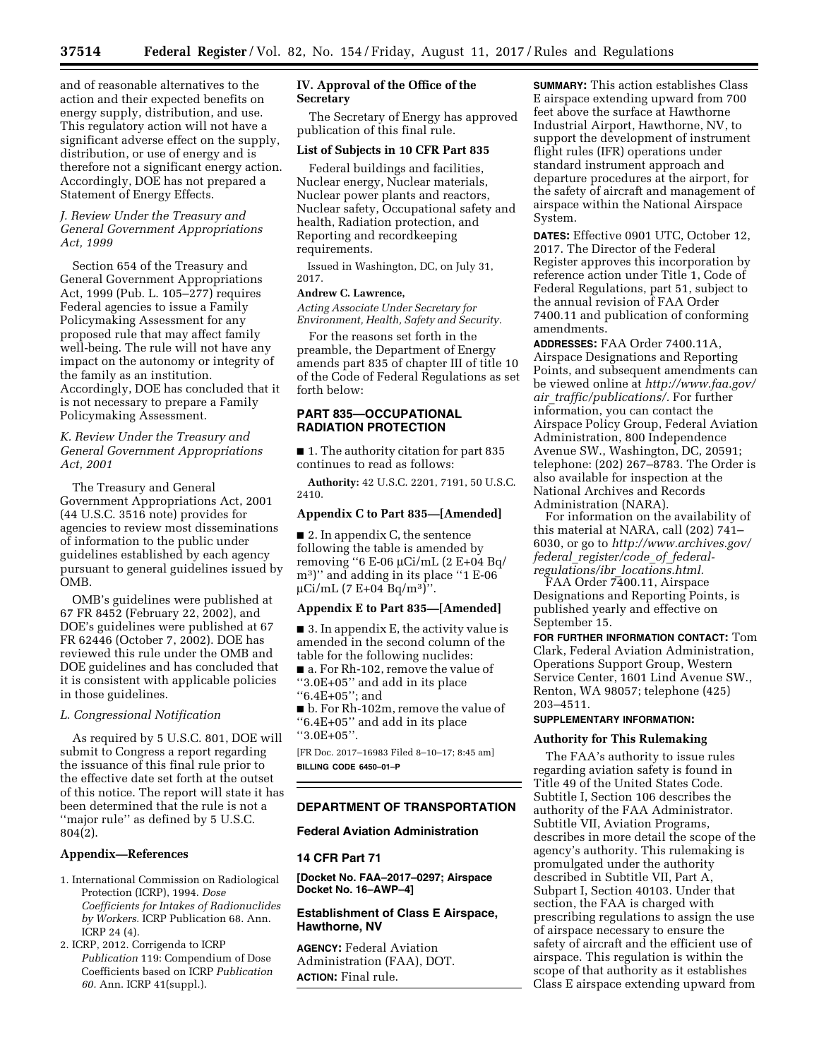and of reasonable alternatives to the action and their expected benefits on energy supply, distribution, and use. This regulatory action will not have a significant adverse effect on the supply, distribution, or use of energy and is therefore not a significant energy action. Accordingly, DOE has not prepared a Statement of Energy Effects.

### *J. Review Under the Treasury and General Government Appropriations Act, 1999*

Section 654 of the Treasury and General Government Appropriations Act, 1999 (Pub. L. 105–277) requires Federal agencies to issue a Family Policymaking Assessment for any proposed rule that may affect family well-being. The rule will not have any impact on the autonomy or integrity of the family as an institution. Accordingly, DOE has concluded that it is not necessary to prepare a Family Policymaking Assessment.

### *K. Review Under the Treasury and General Government Appropriations Act, 2001*

The Treasury and General Government Appropriations Act, 2001 (44 U.S.C. 3516 note) provides for agencies to review most disseminations of information to the public under guidelines established by each agency pursuant to general guidelines issued by OMB.

OMB's guidelines were published at 67 FR 8452 (February 22, 2002), and DOE's guidelines were published at 67 FR 62446 (October 7, 2002). DOE has reviewed this rule under the OMB and DOE guidelines and has concluded that it is consistent with applicable policies in those guidelines.

### *L. Congressional Notification*

As required by 5 U.S.C. 801, DOE will submit to Congress a report regarding the issuance of this final rule prior to the effective date set forth at the outset of this notice. The report will state it has been determined that the rule is not a ''major rule'' as defined by 5 U.S.C. 804(2).

### Appendix—References

1. International Commission on Radiological Protection (ICRP), 1994. *Dose Coefficients for Intakes of Radionuclides by Workers.* ICRP Publication 68. Ann. ICRP 24 (4).
2. ICRP, 2012. Corrigenda to ICRP *Publication* 119: Compendium of Dose Coefficients based on ICRP *Publication 60.* Ann. ICRP 41(suppl.).

## IV. Approval of the Office of the Secretary

The Secretary of Energy has approved publication of this final rule.

### List of Subjects in 10 CFR Part 835

Federal buildings and facilities, Nuclear energy, Nuclear materials, Nuclear power plants and reactors, Nuclear safety, Occupational safety and health, Radiation protection, and Reporting and recordkeeping requirements.

Issued in Washington, DC, on July 31, 2017.

**Andrew C. Lawrence,**

*Acting Associate Under Secretary for Environment, Health, Safety and Security.*

For the reasons set forth in the preamble, the Department of Energy amends part 835 of chapter III of title 10 of the Code of Federal Regulations as set forth below:

## PART 835—OCCUPATIONAL RADIATION PROTECTION

■ 1. The authority citation for part 835 continues to read as follows:

**Authority:** 42 U.S.C. 2201, 7191, 50 U.S.C. 2410.

### Appendix C to Part 835—[Amended]

■ 2. In appendix C, the sentence following the table is amended by removing ''6 E-06 μCi/mL (2 E+04 Bq/$m^3$)'' and adding in its place ''1 E-06 μCi/mL (7 E+04 Bq/$m^3$)''.

### Appendix E to Part 835—[Amended]

■ 3. In appendix E, the activity value is amended in the second column of the table for the following nuclides:

■ a. For Rh-102, remove the value of ''3.0E+05'' and add in its place ''6.4E+05''; and

■ b. For Rh-102m, remove the value of ''6.4E+05'' and add in its place ''3.0E+05''.

[FR Doc. 2017–16983 Filed 8–10–17; 8:45 am]

**BILLING CODE 6450–01–P**

## DEPARTMENT OF TRANSPORTATION

### Federal Aviation Administration

### 14 CFR Part 71

**[Docket No. FAA–2017–0297; Airspace Docket No. 16–AWP–4]**

## Establishment of Class E Airspace, Hawthorne, NV

**AGENCY:** Federal Aviation Administration (FAA), DOT.

**ACTION:** Final rule.

**SUMMARY:** This action establishes Class E airspace extending upward from 700 feet above the surface at Hawthorne Industrial Airport, Hawthorne, NV, to support the development of instrument flight rules (IFR) operations under standard instrument approach and departure procedures at the airport, for the safety of aircraft and management of airspace within the National Airspace System.

**DATES:** Effective 0901 UTC, October 12, 2017. The Director of the Federal Register approves this incorporation by reference action under Title 1, Code of Federal Regulations, part 51, subject to the annual revision of FAA Order 7400.11 and publication of conforming amendments.

**ADDRESSES:** FAA Order 7400.11A, Airspace Designations and Reporting Points, and subsequent amendments can be viewed online at *http://www.faa.gov/air_traffic/publications/*. For further information, you can contact the Airspace Policy Group, Federal Aviation Administration, 800 Independence Avenue SW., Washington, DC, 20591; telephone: (202) 267–8783. The Order is also available for inspection at the National Archives and Records Administration (NARA).

For information on the availability of this material at NARA, call (202) 741–6030, or go to *http://www.archives.gov/federal_register/code_of_federal-regulations/ibr_locations.html.*

FAA Order 7400.11, Airspace Designations and Reporting Points, is published yearly and effective on September 15.

**FOR FURTHER INFORMATION CONTACT:** Tom Clark, Federal Aviation Administration, Operations Support Group, Western Service Center, 1601 Lind Avenue SW., Renton, WA 98057; telephone (425) 203–4511.

**SUPPLEMENTARY INFORMATION:**

### Authority for This Rulemaking

The FAA's authority to issue rules regarding aviation safety is found in Title 49 of the United States Code. Subtitle I, Section 106 describes the authority of the FAA Administrator. Subtitle VII, Aviation Programs, describes in more detail the scope of the agency's authority. This rulemaking is promulgated under the authority described in Subtitle VII, Part A, Subpart I, Section 40103. Under that section, the FAA is charged with prescribing regulations to assign the use of airspace necessary to ensure the safety of aircraft and the efficient use of airspace. This regulation is within the scope of that authority as it establishes Class E airspace extending upward from